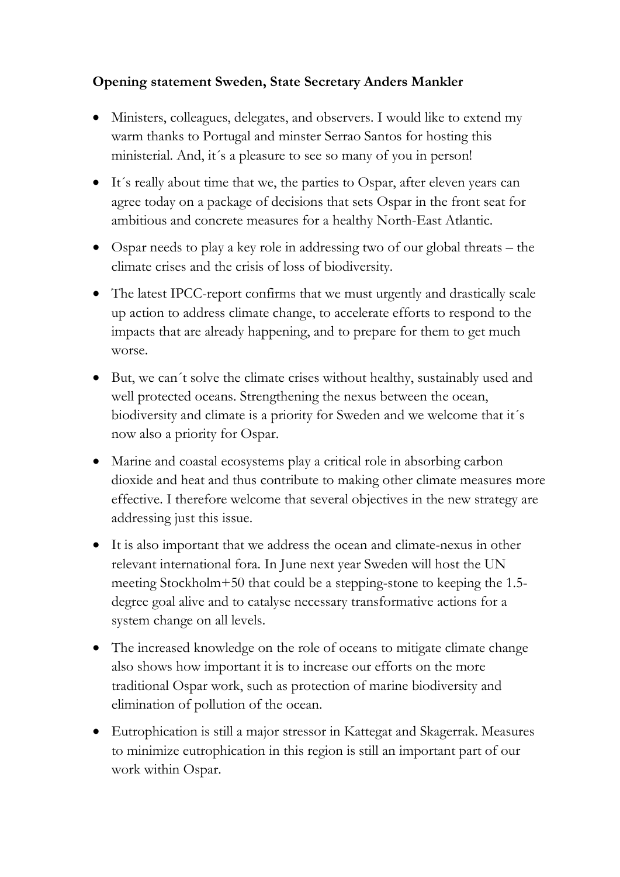**Opening statement Sweden, State Secretary Anders Mankler**

- Ministers, colleagues, delegates, and observers. I would like to extend my warm thanks to Portugal and minster Serrao Santos for hosting this ministerial. And, it´s a pleasure to see so many of you in person!
- It´s really about time that we, the parties to Ospar, after eleven years can agree today on a package of decisions that sets Ospar in the front seat for ambitious and concrete measures for a healthy North-East Atlantic.
- Ospar needs to play a key role in addressing two of our global threats – the climate crises and the crisis of loss of biodiversity.
- The latest IPCC-report confirms that we must urgently and drastically scale up action to address climate change, to accelerate efforts to respond to the impacts that are already happening, and to prepare for them to get much worse.
- But, we can´t solve the climate crises without healthy, sustainably used and well protected oceans. Strengthening the nexus between the ocean, biodiversity and climate is a priority for Sweden and we welcome that it´s now also a priority for Ospar.
- Marine and coastal ecosystems play a critical role in absorbing carbon dioxide and heat and thus contribute to making other climate measures more effective. I therefore welcome that several objectives in the new strategy are addressing just this issue.
- It is also important that we address the ocean and climate-nexus in other relevant international fora. In June next year Sweden will host the UN meeting Stockholm+50 that could be a stepping-stone to keeping the 1.5-degree goal alive and to catalyse necessary transformative actions for a system change on all levels.
- The increased knowledge on the role of oceans to mitigate climate change also shows how important it is to increase our efforts on the more traditional Ospar work, such as protection of marine biodiversity and elimination of pollution of the ocean.
- Eutrophication is still a major stressor in Kattegat and Skagerrak. Measures to minimize eutrophication in this region is still an important part of our work within Ospar.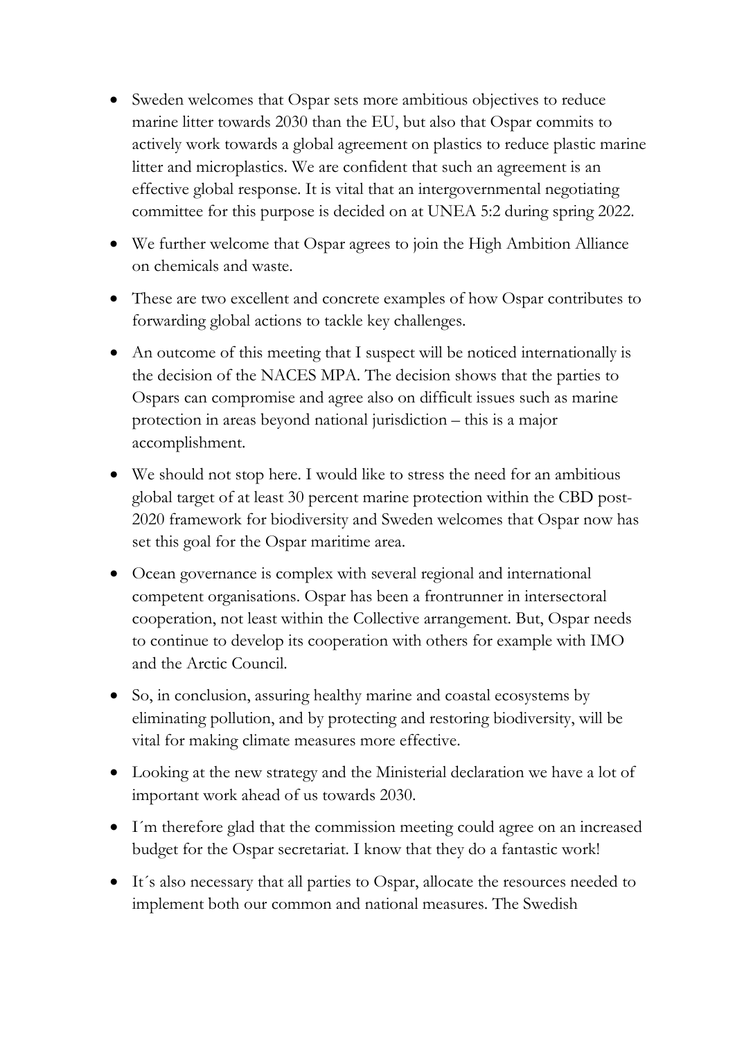- Sweden welcomes that Ospar sets more ambitious objectives to reduce marine litter towards 2030 than the EU, but also that Ospar commits to actively work towards a global agreement on plastics to reduce plastic marine litter and microplastics. We are confident that such an agreement is an effective global response. It is vital that an intergovernmental negotiating committee for this purpose is decided on at UNEA 5:2 during spring 2022.
- We further welcome that Ospar agrees to join the High Ambition Alliance on chemicals and waste.
- These are two excellent and concrete examples of how Ospar contributes to forwarding global actions to tackle key challenges.
- An outcome of this meeting that I suspect will be noticed internationally is the decision of the NACES MPA. The decision shows that the parties to Ospars can compromise and agree also on difficult issues such as marine protection in areas beyond national jurisdiction – this is a major accomplishment.
- We should not stop here. I would like to stress the need for an ambitious global target of at least 30 percent marine protection within the CBD post-2020 framework for biodiversity and Sweden welcomes that Ospar now has set this goal for the Ospar maritime area.
- Ocean governance is complex with several regional and international competent organisations. Ospar has been a frontrunner in intersectoral cooperation, not least within the Collective arrangement. But, Ospar needs to continue to develop its cooperation with others for example with IMO and the Arctic Council.
- So, in conclusion, assuring healthy marine and coastal ecosystems by eliminating pollution, and by protecting and restoring biodiversity, will be vital for making climate measures more effective.
- Looking at the new strategy and the Ministerial declaration we have a lot of important work ahead of us towards 2030.
- I´m therefore glad that the commission meeting could agree on an increased budget for the Ospar secretariat. I know that they do a fantastic work!
- It´s also necessary that all parties to Ospar, allocate the resources needed to implement both our common and national measures. The Swedish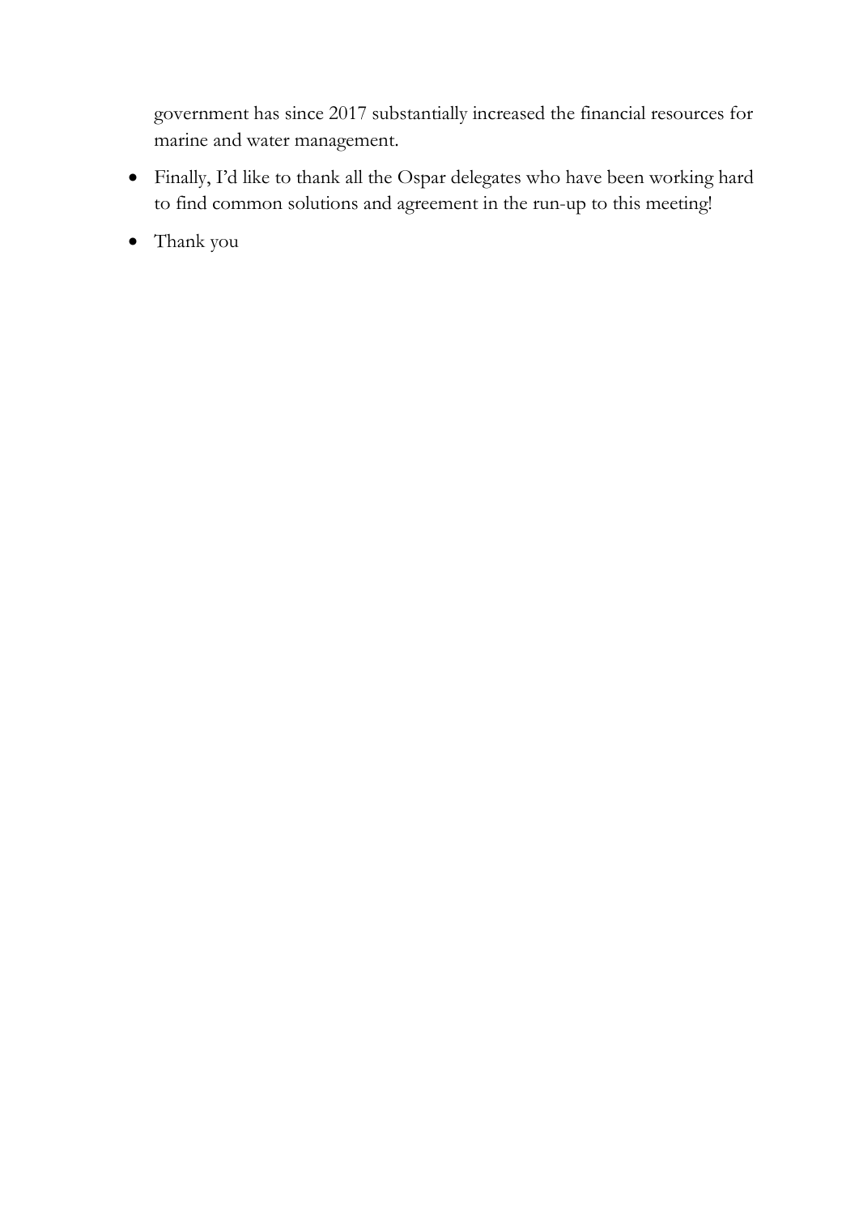government has since 2017 substantially increased the financial resources for marine and water management.

- Finally, I'd like to thank all the Ospar delegates who have been working hard to find common solutions and agreement in the run-up to this meeting!
- Thank you